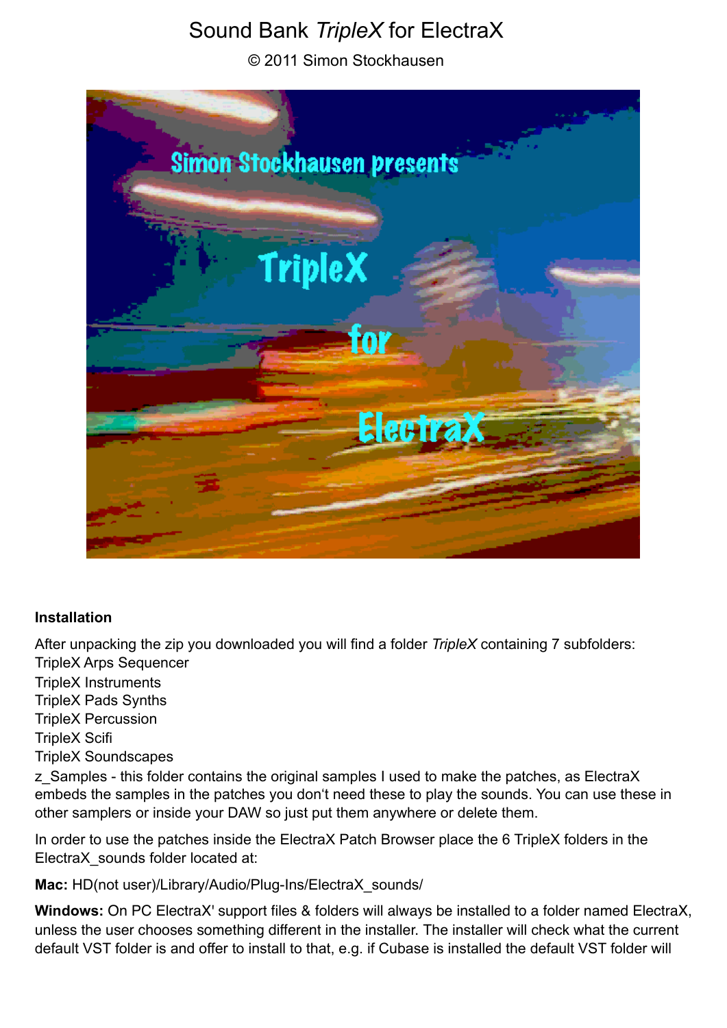# Sound Bank *TripleX* for ElectraX

© 2011 Simon Stockhausen

**Installation**

After unpacking the zip you downloaded you will find a folder *TripleX* containing 7 subfolders:
TripleX Arps Sequencer
TripleX Instruments
TripleX Pads Synths
TripleX Percussion
TripleX Scifi
TripleX Soundscapes
z_Samples - this folder contains the original samples I used to make the patches, as ElectraX embeds the samples in the patches you don‘t need these to play the sounds. You can use these in other samplers or inside your DAW so just put them anywhere or delete them.

In order to use the patches inside the ElectraX Patch Browser place the 6 TripleX folders in the ElectraX_sounds folder located at:

**Mac:** HD(not user)/Library/Audio/Plug-Ins/ElectraX_sounds/

**Windows:** On PC ElectraX' support files & folders will always be installed to a folder named ElectraX, unless the user chooses something different in the installer. The installer will check what the current default VST folder is and offer to install to that, e.g. if Cubase is installed the default VST folder will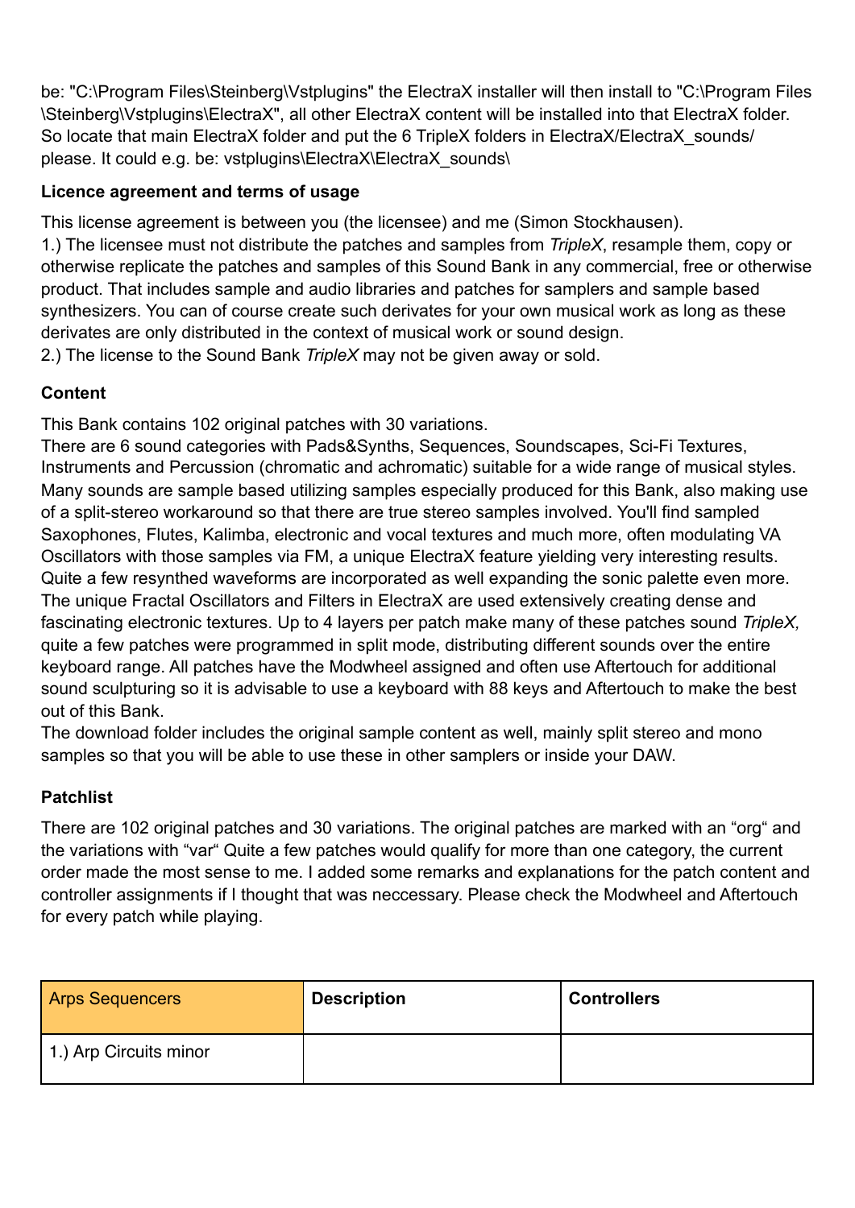be: "C:\Program Files\Steinberg\Vstplugins" the ElectraX installer will then install to "C:\Program Files\Steinberg\Vstplugins\ElectraX", all other ElectraX content will be installed into that ElectraX folder. So locate that main ElectraX folder and put the 6 TripleX folders in ElectraX/ElectraX_sounds/ please. It could e.g. be: vstplugins\ElectraX\ElectraX_sounds\

**Licence agreement and terms of usage**

This license agreement is between you (the licensee) and me (Simon Stockhausen).
1.) The licensee must not distribute the patches and samples from *TripleX*, resample them, copy or otherwise replicate the patches and samples of this Sound Bank in any commercial, free or otherwise product. That includes sample and audio libraries and patches for samplers and sample based synthesizers. You can of course create such derivates for your own musical work as long as these derivates are only distributed in the context of musical work or sound design.
2.) The license to the Sound Bank *TripleX* may not be given away or sold.

**Content**

This Bank contains 102 original patches with 30 variations.
There are 6 sound categories with Pads&Synths, Sequences, Soundscapes, Sci-Fi Textures, Instruments and Percussion (chromatic and achromatic) suitable for a wide range of musical styles. Many sounds are sample based utilizing samples especially produced for this Bank, also making use of a split-stereo workaround so that there are true stereo samples involved. You'll find sampled Saxophones, Flutes, Kalimba, electronic and vocal textures and much more, often modulating VA Oscillators with those samples via FM, a unique ElectraX feature yielding very interesting results. Quite a few resynthed waveforms are incorporated as well expanding the sonic palette even more. The unique Fractal Oscillators and Filters in ElectraX are used extensively creating dense and fascinating electronic textures. Up to 4 layers per patch make many of these patches sound *TripleX,* quite a few patches were programmed in split mode, distributing different sounds over the entire keyboard range. All patches have the Modwheel assigned and often use Aftertouch for additional sound sculpturing so it is advisable to use a keyboard with 88 keys and Aftertouch to make the best out of this Bank.
The download folder includes the original sample content as well, mainly split stereo and mono samples so that you will be able to use these in other samplers or inside your DAW.

**Patchlist**

There are 102 original patches and 30 variations. The original patches are marked with an “org“ and the variations with “var“ Quite a few patches would qualify for more than one category, the current order made the most sense to me. I added some remarks and explanations for the patch content and controller assignments if I thought that was neccessary. Please check the Modwheel and Aftertouch for every patch while playing.

| Arps Sequencers | **Description** | **Controllers** |
|---|---|---|
| 1.) Arp Circuits minor | | |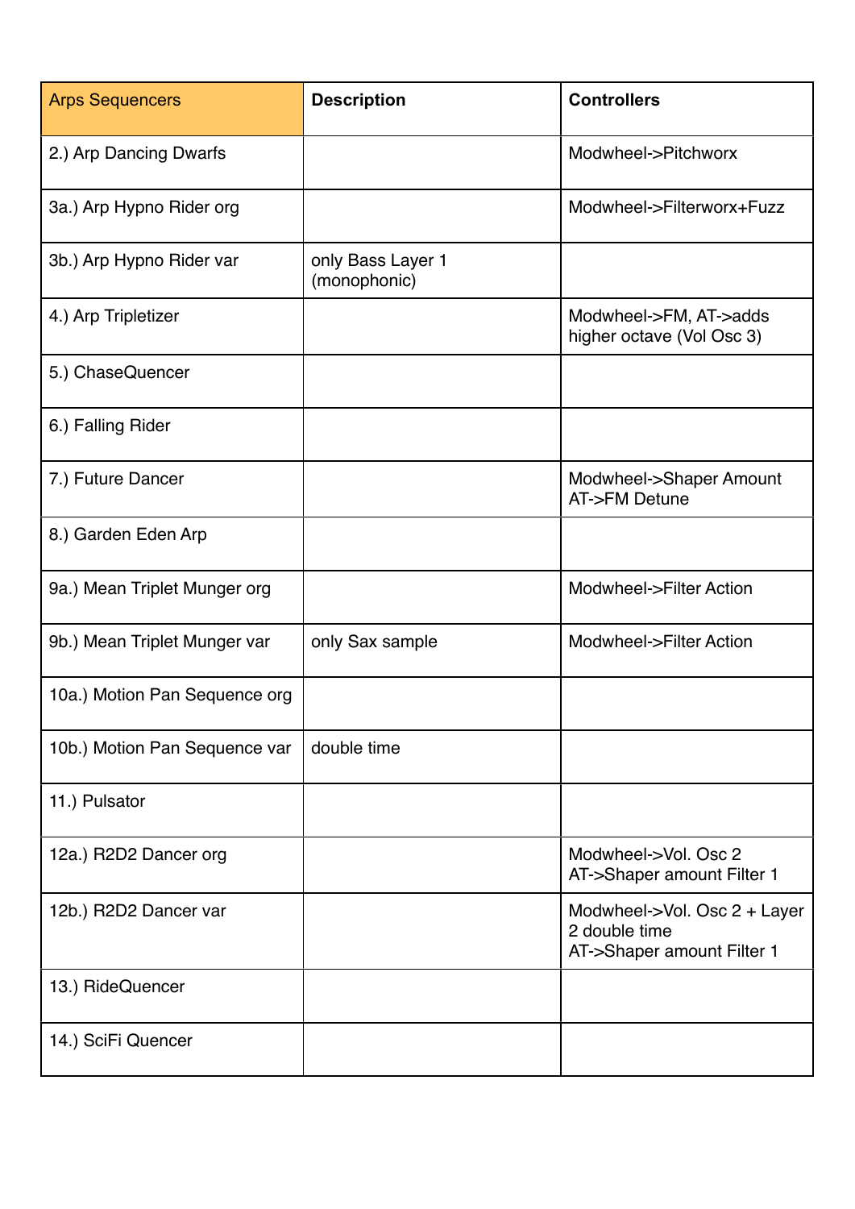| Arps Sequencers | Description | Controllers |
|---|---|---|
| 2.) Arp Dancing Dwarfs | | Modwheel->Pitchworx |
| 3a.) Arp Hypno Rider org | | Modwheel->Filterworx+Fuzz |
| 3b.) Arp Hypno Rider var | only Bass Layer 1 (monophonic) | |
| 4.) Arp Tripletizer | | Modwheel->FM, AT->adds higher octave (Vol Osc 3) |
| 5.) ChaseQuencer | | |
| 6.) Falling Rider | | |
| 7.) Future Dancer | | Modwheel->Shaper Amount AT->FM Detune |
| 8.) Garden Eden Arp | | |
| 9a.) Mean Triplet Munger org | | Modwheel->Filter Action |
| 9b.) Mean Triplet Munger var | only Sax sample | Modwheel->Filter Action |
| 10a.) Motion Pan Sequence org | | |
| 10b.) Motion Pan Sequence var | double time | |
| 11.) Pulsator | | |
| 12a.) R2D2 Dancer org | | Modwheel->Vol. Osc 2 AT->Shaper amount Filter 1 |
| 12b.) R2D2 Dancer var | | Modwheel->Vol. Osc 2 + Layer 2 double time AT->Shaper amount Filter 1 |
| 13.) RideQuencer | | |
| 14.) SciFi Quencer | | |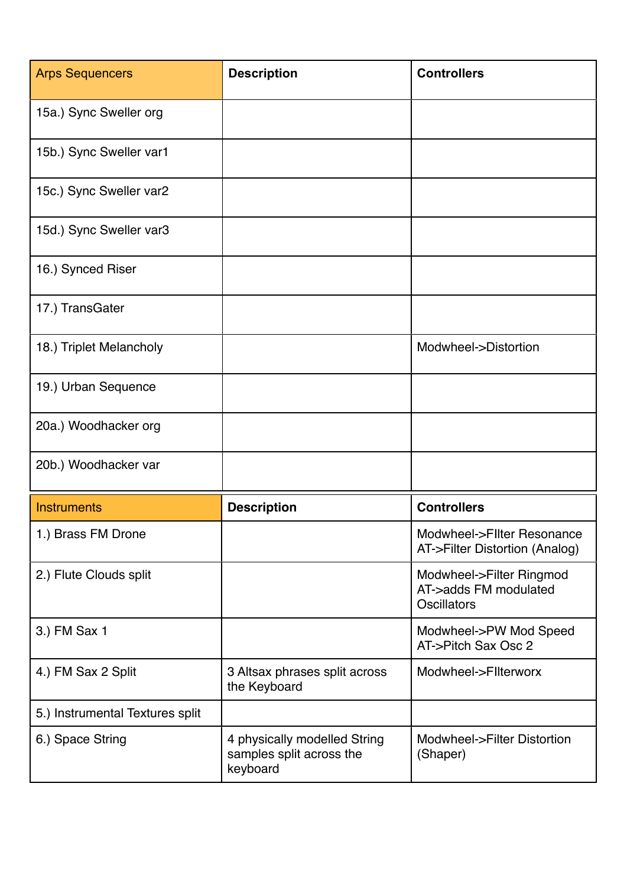| Arps Sequencers | Description | Controllers |
| --- | --- | --- |
| 15a.) Sync Sweller org | | |
| 15b.) Sync Sweller var1 | | |
| 15c.) Sync Sweller var2 | | |
| 15d.) Sync Sweller var3 | | |
| 16.) Synced Riser | | |
| 17.) TransGater | | |
| 18.) Triplet Melancholy | | Modwheel->Distortion |
| 19.) Urban Sequence | | |
| 20a.) Woodhacker org | | |
| 20b.) Woodhacker var | | |

| Instruments | Description | Controllers |
| --- | --- | --- |
| 1.) Brass FM Drone | | Modwheel->FIlter Resonance<br>AT->Filter Distortion (Analog) |
| 2.) Flute Clouds split | | Modwheel->Filter Ringmod<br>AT->adds FM modulated Oscillators |
| 3.) FM Sax 1 | | Modwheel->PW Mod Speed<br>AT->Pitch Sax Osc 2 |
| 4.) FM Sax 2 Split | 3 Altsax phrases split across the Keyboard | Modwheel->FIlterworx |
| 5.) Instrumental Textures split | | |
| 6.) Space String | 4 physically modelled String samples split across the keyboard | Modwheel->Filter Distortion (Shaper) |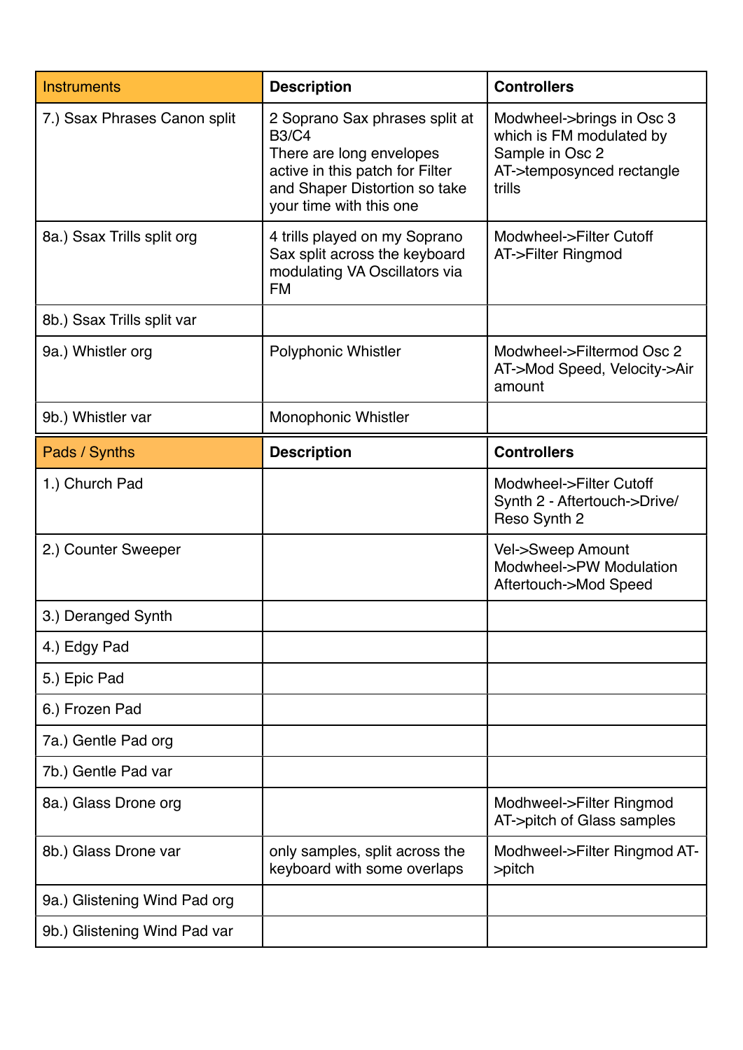| Instruments | Description | Controllers |
| --- | --- | --- |
| 7.) Ssax Phrases Canon split | 2 Soprano Sax phrases split at B3/C4<br>There are long envelopes active in this patch for Filter and Shaper Distortion so take your time with this one | Modwheel->brings in Osc 3 which is FM modulated by Sample in Osc 2<br>AT->temposynced rectangle trills |
| 8a.) Ssax Trills split org | 4 trills played on my Soprano Sax split across the keyboard modulating VA Oscillators via FM | Modwheel->Filter Cutoff<br>AT->Filter Ringmod |
| 8b.) Ssax Trills split var | | |
| 9a.) Whistler org | Polyphonic Whistler | Modwheel->Filtermod Osc 2<br>AT->Mod Speed, Velocity->Air amount |
| 9b.) Whistler var | Monophonic Whistler | |

| Pads / Synths | Description | Controllers |
| --- | --- | --- |
| 1.) Church Pad | | Modwheel->Filter Cutoff<br>Synth 2 - Aftertouch->Drive/ Reso Synth 2 |
| 2.) Counter Sweeper | | Vel->Sweep Amount<br>Modwheel->PW Modulation<br>Aftertouch->Mod Speed |
| 3.) Deranged Synth | | |
| 4.) Edgy Pad | | |
| 5.) Epic Pad | | |
| 6.) Frozen Pad | | |
| 7a.) Gentle Pad org | | |
| 7b.) Gentle Pad var | | |
| 8a.) Glass Drone org | | Modhweel->Filter Ringmod<br>AT->pitch of Glass samples |
| 8b.) Glass Drone var | only samples, split across the keyboard with some overlaps | Modhweel->Filter Ringmod AT->pitch |
| 9a.) Glistening Wind Pad org | | |
| 9b.) Glistening Wind Pad var | | |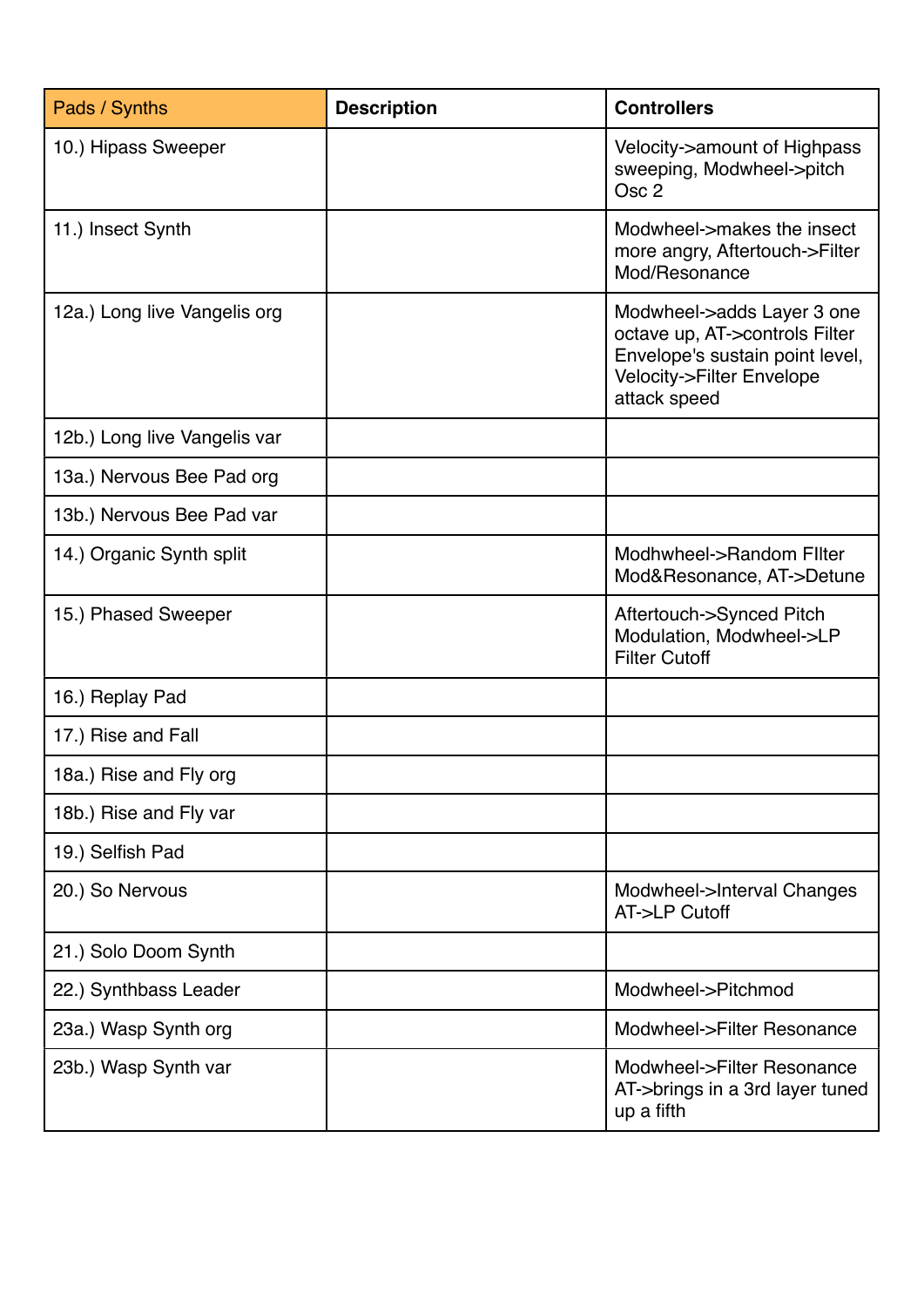| Pads / Synths | Description | Controllers |
|---|---|---|
| 10.) Hipass Sweeper | | Velocity->amount of Highpass sweeping, Modwheel->pitch Osc 2 |
| 11.) Insect Synth | | Modwheel->makes the insect more angry, Aftertouch->Filter Mod/Resonance |
| 12a.) Long live Vangelis org | | Modwheel->adds Layer 3 one octave up, AT->controls Filter Envelope's sustain point level, Velocity->Filter Envelope attack speed |
| 12b.) Long live Vangelis var | | |
| 13a.) Nervous Bee Pad org | | |
| 13b.) Nervous Bee Pad var | | |
| 14.) Organic Synth split | | Modhwheel->Random FIlter Mod&Resonance, AT->Detune |
| 15.) Phased Sweeper | | Aftertouch->Synced Pitch Modulation, Modwheel->LP Filter Cutoff |
| 16.) Replay Pad | | |
| 17.) Rise and Fall | | |
| 18a.) Rise and Fly org | | |
| 18b.) Rise and Fly var | | |
| 19.) Selfish Pad | | |
| 20.) So Nervous | | Modwheel->Interval Changes AT->LP Cutoff |
| 21.) Solo Doom Synth | | |
| 22.) Synthbass Leader | | Modwheel->Pitchmod |
| 23a.) Wasp Synth org | | Modwheel->Filter Resonance |
| 23b.) Wasp Synth var | | Modwheel->Filter Resonance AT->brings in a 3rd layer tuned up a fifth |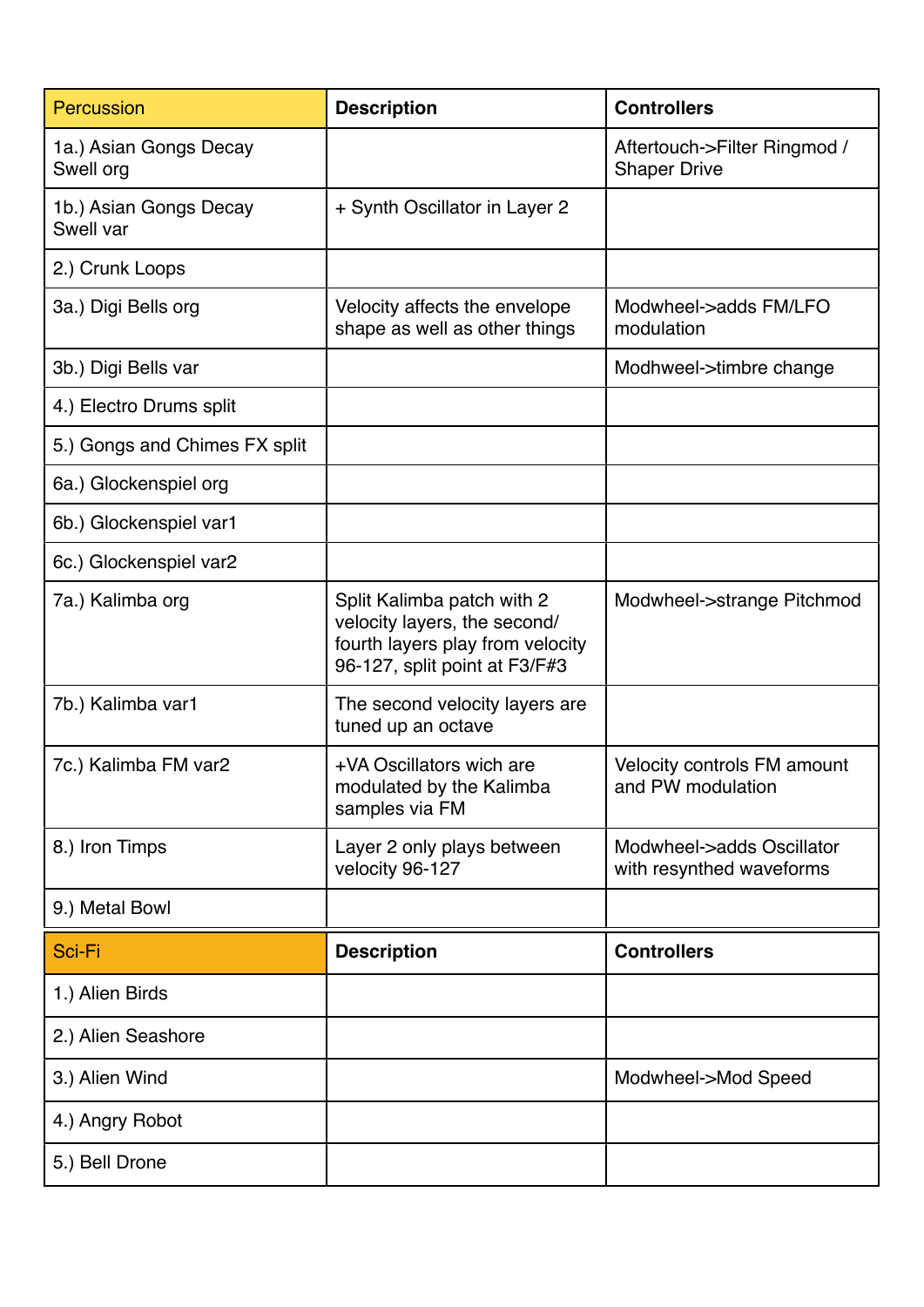| Percussion | Description | Controllers |
|---|---|---|
| 1a.) Asian Gongs Decay Swell org | | Aftertouch->Filter Ringmod / Shaper Drive |
| 1b.) Asian Gongs Decay Swell var | + Synth Oscillator in Layer 2 | |
| 2.) Crunk Loops | | |
| 3a.) Digi Bells org | Velocity affects the envelope shape as well as other things | Modwheel->adds FM/LFO modulation |
| 3b.) Digi Bells var | | Modhweel->timbre change |
| 4.) Electro Drums split | | |
| 5.) Gongs and Chimes FX split | | |
| 6a.) Glockenspiel org | | |
| 6b.) Glockenspiel var1 | | |
| 6c.) Glockenspiel var2 | | |
| 7a.) Kalimba org | Split Kalimba patch with 2 velocity layers, the second/ fourth layers play from velocity 96-127, split point at F3/F#3 | Modwheel->strange Pitchmod |
| 7b.) Kalimba var1 | The second velocity layers are tuned up an octave | |
| 7c.) Kalimba FM var2 | +VA Oscillators wich are modulated by the Kalimba samples via FM | Velocity controls FM amount and PW modulation |
| 8.) Iron Timps | Layer 2 only plays between velocity 96-127 | Modwheel->adds Oscillator with resynthed waveforms |
| 9.) Metal Bowl | | |

| Sci-Fi | Description | Controllers |
|---|---|---|
| 1.) Alien Birds | | |
| 2.) Alien Seashore | | |
| 3.) Alien Wind | | Modwheel->Mod Speed |
| 4.) Angry Robot | | |
| 5.) Bell Drone | | |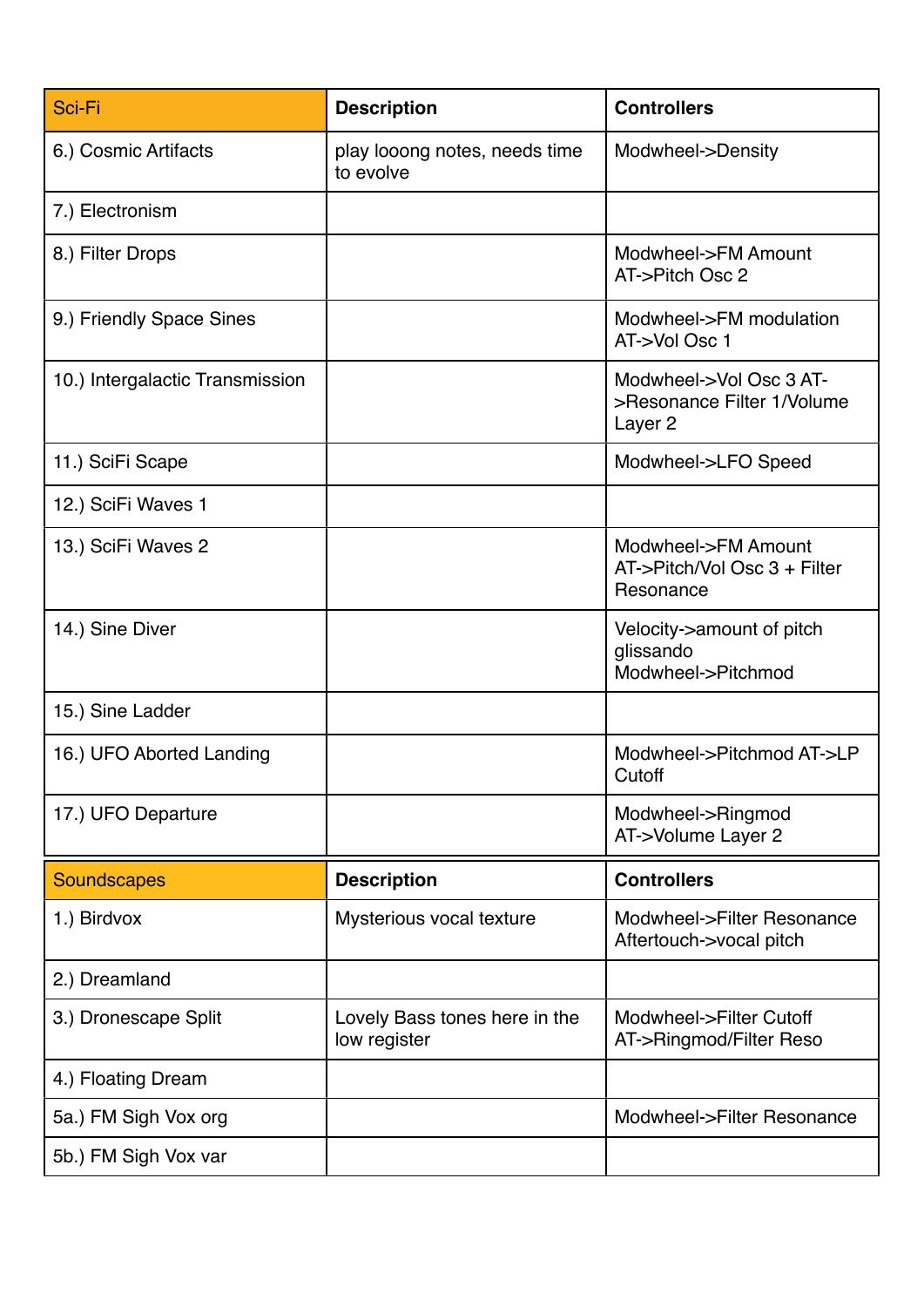| Sci-Fi | Description | Controllers |
| --- | --- | --- |
| 6.) Cosmic Artifacts | play looong notes, needs time to evolve | Modwheel->Density |
| 7.) Electronism | | |
| 8.) Filter Drops | | Modwheel->FM Amount AT->Pitch Osc 2 |
| 9.) Friendly Space Sines | | Modwheel->FM modulation AT->Vol Osc 1 |
| 10.) Intergalactic Transmission | | Modwheel->Vol Osc 3 AT->Resonance Filter 1/Volume Layer 2 |
| 11.) SciFi Scape | | Modwheel->LFO Speed |
| 12.) SciFi Waves 1 | | |
| 13.) SciFi Waves 2 | | Modwheel->FM Amount AT->Pitch/Vol Osc 3 + Filter Resonance |
| 14.) Sine Diver | | Velocity->amount of pitch glissando Modwheel->Pitchmod |
| 15.) Sine Ladder | | |
| 16.) UFO Aborted Landing | | Modwheel->Pitchmod AT->LP Cutoff |
| 17.) UFO Departure | | Modwheel->Ringmod AT->Volume Layer 2 |

| Soundscapes | Description | Controllers |
| --- | --- | --- |
| 1.) Birdvox | Mysterious vocal texture | Modwheel->Filter Resonance Aftertouch->vocal pitch |
| 2.) Dreamland | | |
| 3.) Dronescape Split | Lovely Bass tones here in the low register | Modwheel->Filter Cutoff AT->Ringmod/Filter Reso |
| 4.) Floating Dream | | |
| 5a.) FM Sigh Vox org | | Modwheel->Filter Resonance |
| 5b.) FM Sigh Vox var | | |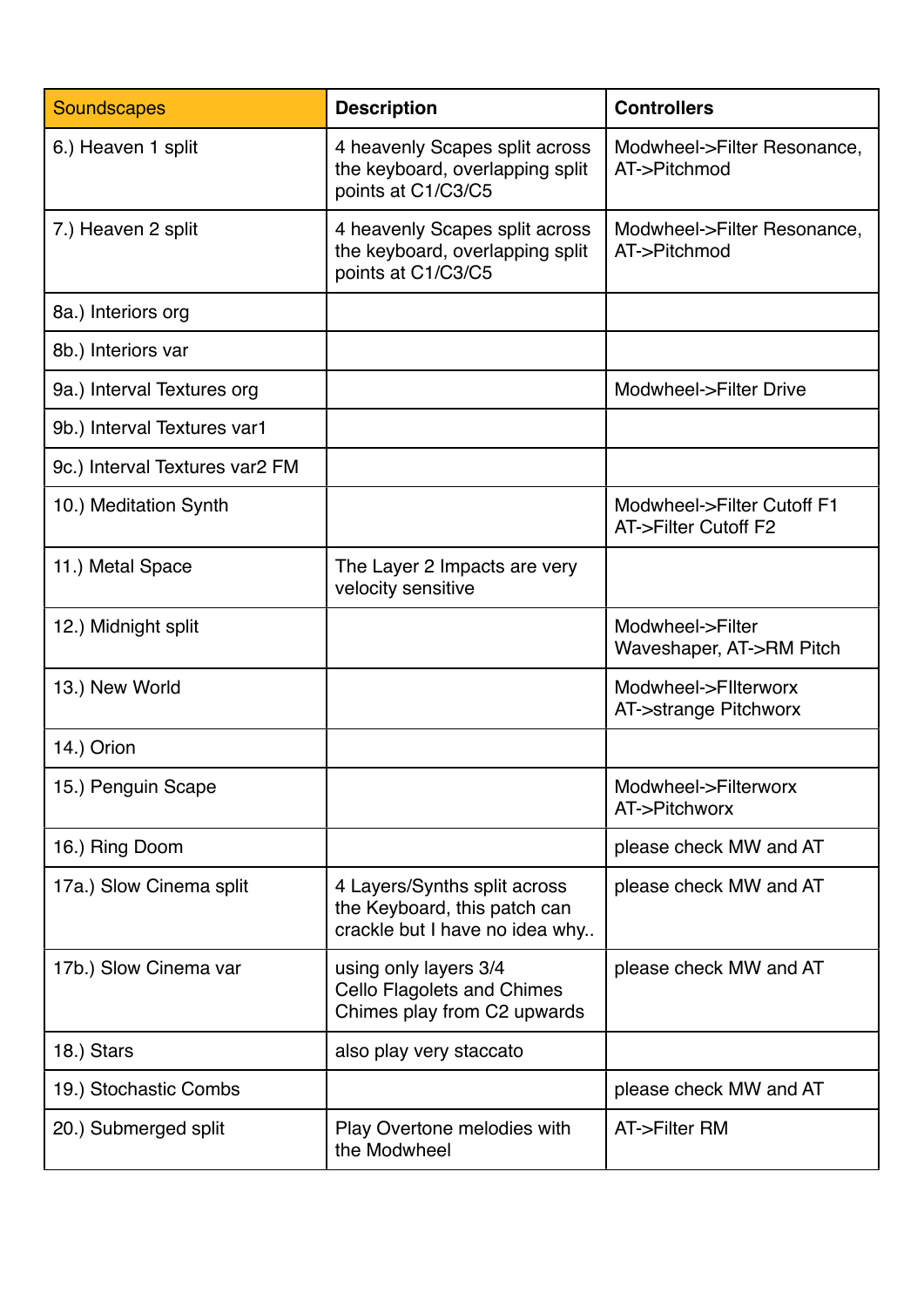| Soundscapes | Description | Controllers |
|---|---|---|
| 6.) Heaven 1 split | 4 heavenly Scapes split across the keyboard, overlapping split points at C1/C3/C5 | Modwheel->Filter Resonance, AT->Pitchmod |
| 7.) Heaven 2 split | 4 heavenly Scapes split across the keyboard, overlapping split points at C1/C3/C5 | Modwheel->Filter Resonance, AT->Pitchmod |
| 8a.) Interiors org | | |
| 8b.) Interiors var | | |
| 9a.) Interval Textures org | | Modwheel->Filter Drive |
| 9b.) Interval Textures var1 | | |
| 9c.) Interval Textures var2 FM | | |
| 10.) Meditation Synth | | Modwheel->Filter Cutoff F1 AT->Filter Cutoff F2 |
| 11.) Metal Space | The Layer 2 Impacts are very velocity sensitive | |
| 12.) Midnight split | | Modwheel->Filter Waveshaper, AT->RM Pitch |
| 13.) New World | | Modwheel->FIlterworx AT->strange Pitchworx |
| 14.) Orion | | |
| 15.) Penguin Scape | | Modwheel->Filterworx AT->Pitchworx |
| 16.) Ring Doom | | please check MW and AT |
| 17a.) Slow Cinema split | 4 Layers/Synths split across the Keyboard, this patch can crackle but I have no idea why.. | please check MW and AT |
| 17b.) Slow Cinema var | using only layers 3/4 Cello Flagolets and Chimes Chimes play from C2 upwards | please check MW and AT |
| 18.) Stars | also play very staccato | |
| 19.) Stochastic Combs | | please check MW and AT |
| 20.) Submerged split | Play Overtone melodies with the Modwheel | AT->Filter RM |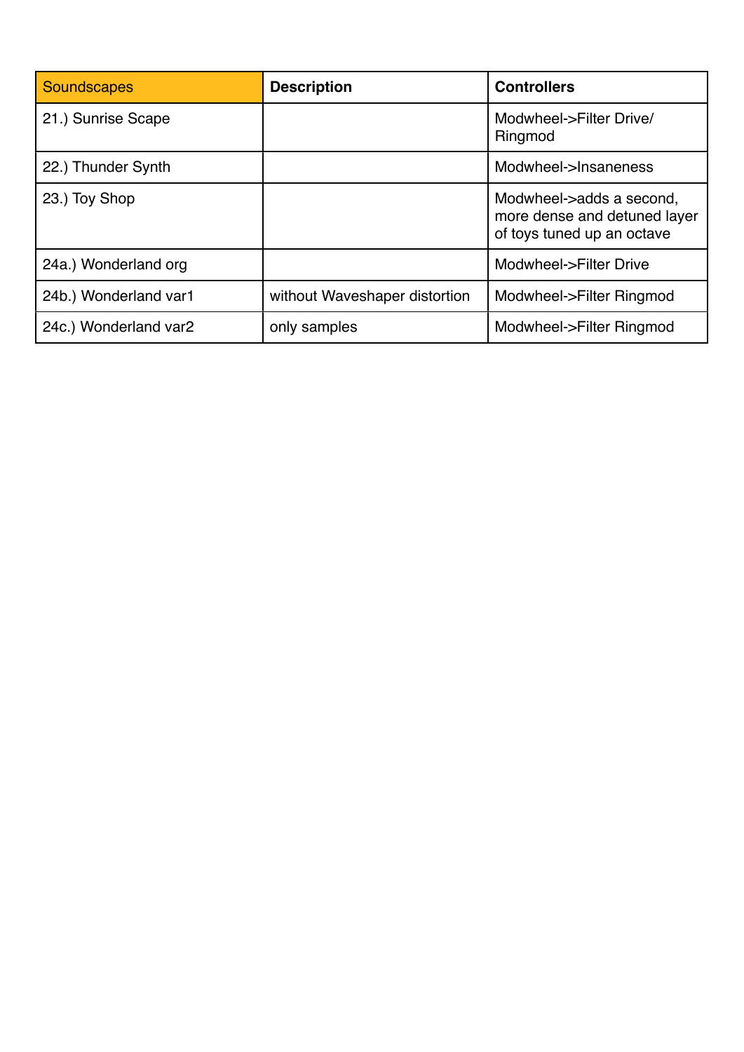| Soundscapes | Description | Controllers |
| --- | --- | --- |
| 21.) Sunrise Scape | | Modwheel->Filter Drive/ Ringmod |
| 22.) Thunder Synth | | Modwheel->Insaneness |
| 23.) Toy Shop | | Modwheel->adds a second, more dense and detuned layer of toys tuned up an octave |
| 24a.) Wonderland org | | Modwheel->Filter Drive |
| 24b.) Wonderland var1 | without Waveshaper distortion | Modwheel->Filter Ringmod |
| 24c.) Wonderland var2 | only samples | Modwheel->Filter Ringmod |